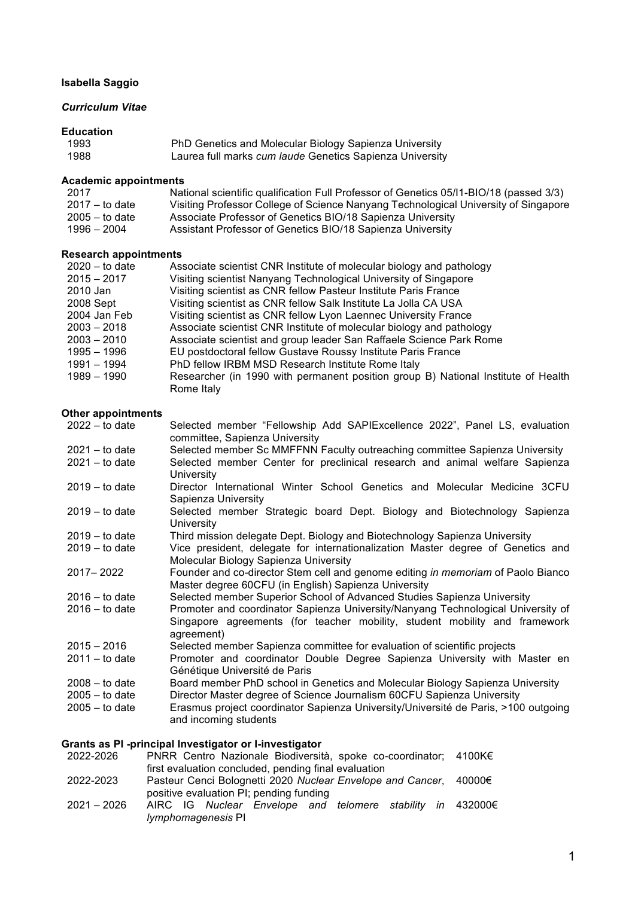**Isabella Saggio**

***Curriculum Vitae***

**Education**

| | |
|---|---|
| 1993 | PhD Genetics and Molecular Biology Sapienza University |
| 1988 | Laurea full marks *cum laude* Genetics Sapienza University |

**Academic appointments**

| | |
|---|---|
| 2017 | National scientific qualification Full Professor of Genetics 05/I1-BIO/18 (passed 3/3) |
| 2017 – to date | Visiting Professor College of Science Nanyang Technological University of Singapore |
| 2005 – to date | Associate Professor of Genetics BIO/18 Sapienza University |
| 1996 – 2004 | Assistant Professor of Genetics BIO/18 Sapienza University |

**Research appointments**

| | |
|---|---|
| 2020 – to date | Associate scientist CNR Institute of molecular biology and pathology |
| 2015 – 2017 | Visiting scientist Nanyang Technological University of Singapore |
| 2010 Jan | Visiting scientist as CNR fellow Pasteur Institute Paris France |
| 2008 Sept | Visiting scientist as CNR fellow Salk Institute La Jolla CA USA |
| 2004 Jan Feb | Visiting scientist as CNR fellow Lyon Laennec University France |
| 2003 – 2018 | Associate scientist CNR Institute of molecular biology and pathology |
| 2003 – 2010 | Associate scientist and group leader San Raffaele Science Park Rome |
| 1995 – 1996 | EU postdoctoral fellow Gustave Roussy Institute Paris France |
| 1991 – 1994 | PhD fellow IRBM MSD Research Institute Rome Italy |
| 1989 – 1990 | Researcher (in 1990 with permanent position group B) National Institute of Health Rome Italy |

**Other appointments**

| | |
|---|---|
| 2022 – to date | Selected member "Fellowship Add SAPIExcellence 2022", Panel LS, evaluation committee, Sapienza University |
| 2021 – to date | Selected member Sc MMFFNN Faculty outreaching committee Sapienza University |
| 2021 – to date | Selected member Center for preclinical research and animal welfare Sapienza University |
| 2019 – to date | Director International Winter School Genetics and Molecular Medicine 3CFU Sapienza University |
| 2019 – to date | Selected member Strategic board Dept. Biology and Biotechnology Sapienza University |
| 2019 – to date | Third mission delegate Dept. Biology and Biotechnology Sapienza University |
| 2019 – to date | Vice president, delegate for internationalization Master degree of Genetics and Molecular Biology Sapienza University |
| 2017– 2022 | Founder and co-director Stem cell and genome editing *in memoriam* of Paolo Bianco Master degree 60CFU (in English) Sapienza University |
| 2016 – to date | Selected member Superior School of Advanced Studies Sapienza University |
| 2016 – to date | Promoter and coordinator Sapienza University/Nanyang Technological University of Singapore agreements (for teacher mobility, student mobility and framework agreement) |
| 2015 – 2016 | Selected member Sapienza committee for evaluation of scientific projects |
| 2011 – to date | Promoter and coordinator Double Degree Sapienza University with Master en Génétique Université de Paris |
| 2008 – to date | Board member PhD school in Genetics and Molecular Biology Sapienza University |
| 2005 – to date | Director Master degree of Science Journalism 60CFU Sapienza University |
| 2005 – to date | Erasmus project coordinator Sapienza University/Université de Paris, >100 outgoing and incoming students |

**Grants as PI -principal Investigator or I-investigator**

| | | |
|---|---|---|
| 2022-2026 | PNRR Centro Nazionale Biodiversità, spoke co-coordinator; first evaluation concluded, pending final evaluation | 4100K€ |
| 2022-2023 | Pasteur Cenci Bolognetti 2020 *Nuclear Envelope and Cancer*, positive evaluation PI; pending funding | 40000€ |
| 2021 – 2026 | AIRC IG *Nuclear Envelope and telomere stability in lymphomagenesis* PI | 432000€ |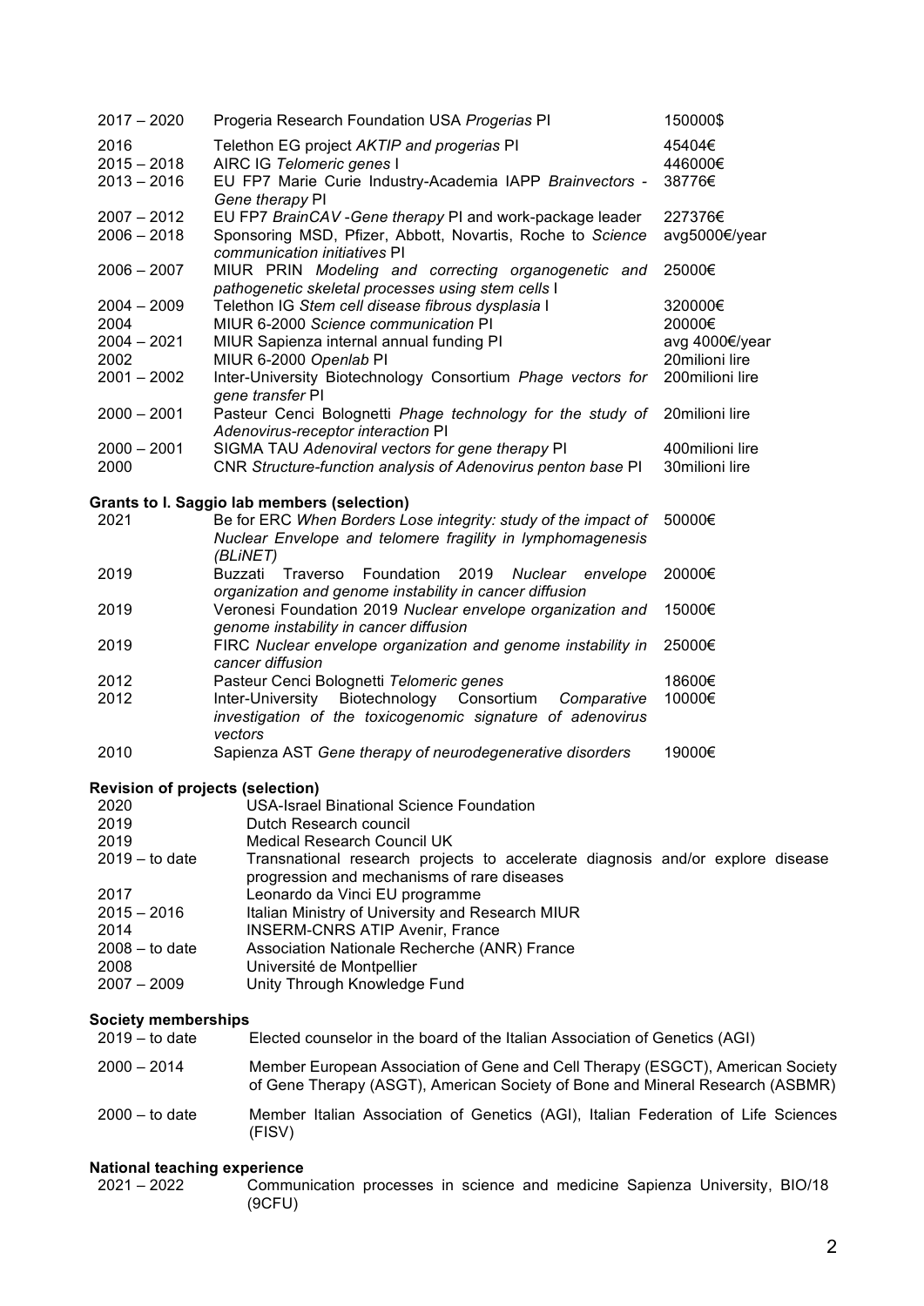| | | |
|---|---|---|
| 2017 – 2020 | Progeria Research Foundation USA *Progerias* PI | 150000$ |
| 2016 | Telethon EG project *AKTIP and progerias* PI | 45404€ |
| 2015 – 2018 | AIRC IG *Telomeric genes* I | 446000€ |
| 2013 – 2016 | EU FP7 Marie Curie Industry-Academia IAPP *Brainvectors - Gene therapy* PI | 38776€ |
| 2007 – 2012 | EU FP7 *BrainCAV -Gene therapy* PI and work-package leader | 227376€ |
| 2006 – 2018 | Sponsoring MSD, Pfizer, Abbott, Novartis, Roche to *Science communication initiatives* PI | avg5000€/year |
| 2006 – 2007 | MIUR PRIN *Modeling and correcting organogenetic and pathogenetic skeletal processes using stem cells* I | 25000€ |
| 2004 – 2009 | Telethon IG *Stem cell disease fibrous dysplasia* I | 320000€ |
| 2004 | MIUR 6-2000 *Science communication* PI | 20000€ |
| 2004 – 2021 | MIUR Sapienza internal annual funding PI | avg 4000€/year |
| 2002 | MIUR 6-2000 *Openlab* PI | 20milioni lire |
| 2001 – 2002 | Inter-University Biotechnology Consortium *Phage vectors for gene transfer* PI | 200milioni lire |
| 2000 – 2001 | Pasteur Cenci Bolognetti *Phage technology for the study of Adenovirus-receptor interaction* PI | 20milioni lire |
| 2000 – 2001 | SIGMA TAU *Adenoviral vectors for gene therapy* PI | 400milioni lire |
| 2000 | CNR *Structure-function analysis of Adenovirus penton base* PI | 30milioni lire |

**Grants to I. Saggio lab members (selection)**

| | | |
|---|---|---|
| 2021 | Be for ERC *When Borders Lose integrity: study of the impact of Nuclear Envelope and telomere fragility in lymphomagenesis (BLiNET)* | 50000€ |
| 2019 | Buzzati Traverso Foundation 2019 *Nuclear envelope organization and genome instability in cancer diffusion* | 20000€ |
| 2019 | Veronesi Foundation 2019 *Nuclear envelope organization and genome instability in cancer diffusion* | 15000€ |
| 2019 | FIRC *Nuclear envelope organization and genome instability in cancer diffusion* | 25000€ |
| 2012 | Pasteur Cenci Bolognetti *Telomeric genes* | 18600€ |
| 2012 | Inter-University Biotechnology Consortium *Comparative investigation of the toxicogenomic signature of adenovirus vectors* | 10000€ |
| 2010 | Sapienza AST *Gene therapy of neurodegenerative disorders* | 19000€ |

**Revision of projects (selection)**

| | |
|---|---|
| 2020 | USA-Israel Binational Science Foundation |
| 2019 | Dutch Research council |
| 2019 | Medical Research Council UK |
| 2019 – to date | Transnational research projects to accelerate diagnosis and/or explore disease progression and mechanisms of rare diseases |
| 2017 | Leonardo da Vinci EU programme |
| 2015 – 2016 | Italian Ministry of University and Research MIUR |
| 2014 | INSERM-CNRS ATIP Avenir, France |
| 2008 – to date | Association Nationale Recherche (ANR) France |
| 2008 | Université de Montpellier |
| 2007 – 2009 | Unity Through Knowledge Fund |

**Society memberships**

| | |
|---|---|
| 2019 – to date | Elected counselor in the board of the Italian Association of Genetics (AGI) |
| 2000 – 2014 | Member European Association of Gene and Cell Therapy (ESGCT), American Society of Gene Therapy (ASGT), American Society of Bone and Mineral Research (ASBMR) |
| 2000 – to date | Member Italian Association of Genetics (AGI), Italian Federation of Life Sciences (FISV) |

**National teaching experience**

| | |
|---|---|
| 2021 – 2022 | Communication processes in science and medicine Sapienza University, BIO/18 (9CFU) |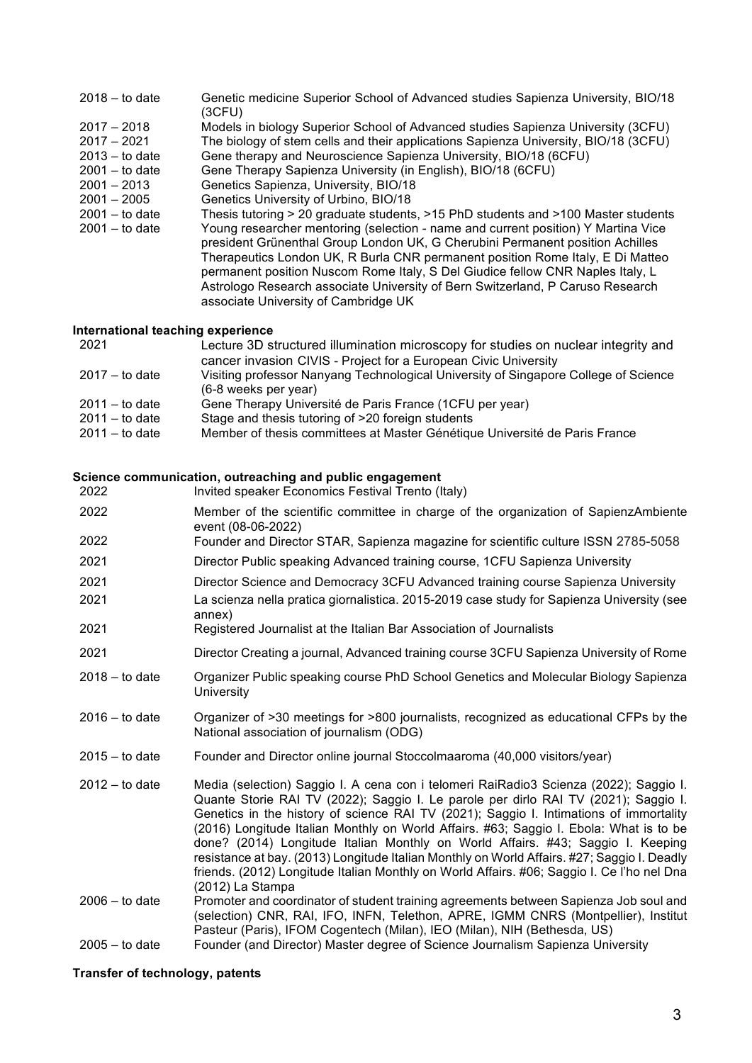| | |
|---|---|
| 2018 – to date | Genetic medicine Superior School of Advanced studies Sapienza University, BIO/18 (3CFU) |
| 2017 – 2018 | Models in biology Superior School of Advanced studies Sapienza University (3CFU) |
| 2017 – 2021 | The biology of stem cells and their applications Sapienza University, BIO/18 (3CFU) |
| 2013 – to date | Gene therapy and Neuroscience Sapienza University, BIO/18 (6CFU) |
| 2001 – to date | Gene Therapy Sapienza University (in English), BIO/18 (6CFU) |
| 2001 – 2013 | Genetics Sapienza, University, BIO/18 |
| 2001 – 2005 | Genetics University of Urbino, BIO/18 |
| 2001 – to date | Thesis tutoring > 20 graduate students, >15 PhD students and >100 Master students |
| 2001 – to date | Young researcher mentoring (selection - name and current position) Y Martina Vice president Grünenthal Group London UK, G Cherubini Permanent position Achilles Therapeutics London UK, R Burla CNR permanent position Rome Italy, E Di Matteo permanent position Nuscom Rome Italy, S Del Giudice fellow CNR Naples Italy, L Astrologo Research associate University of Bern Switzerland, P Caruso Research associate University of Cambridge UK |

**International teaching experience**

| | |
|---|---|
| 2021 | Lecture 3D structured illumination microscopy for studies on nuclear integrity and cancer invasion CIVIS - Project for a European Civic University |
| 2017 – to date | Visiting professor Nanyang Technological University of Singapore College of Science (6-8 weeks per year) |
| 2011 – to date | Gene Therapy Université de Paris France (1CFU per year) |
| 2011 – to date | Stage and thesis tutoring of >20 foreign students |
| 2011 – to date | Member of thesis committees at Master Génétique Université de Paris France |

**Science communication, outreaching and public engagement**

| | |
|---|---|
| 2022 | Invited speaker Economics Festival Trento (Italy) |
| 2022 | Member of the scientific committee in charge of the organization of SapienzAmbiente event (08-06-2022) |
| 2022 | Founder and Director STAR, Sapienza magazine for scientific culture ISSN 2785-5058 |
| 2021 | Director Public speaking Advanced training course, 1CFU Sapienza University |
| 2021 | Director Science and Democracy 3CFU Advanced training course Sapienza University |
| 2021 | La scienza nella pratica giornalistica. 2015-2019 case study for Sapienza University (see annex) |
| 2021 | Registered Journalist at the Italian Bar Association of Journalists |
| 2021 | Director Creating a journal, Advanced training course 3CFU Sapienza University of Rome |
| 2018 – to date | Organizer Public speaking course PhD School Genetics and Molecular Biology Sapienza University |
| 2016 – to date | Organizer of >30 meetings for >800 journalists, recognized as educational CFPs by the National association of journalism (ODG) |
| 2015 – to date | Founder and Director online journal Stoccolmaaroma (40,000 visitors/year) |
| 2012 – to date | Media (selection) Saggio I. A cena con i telomeri RaiRadio3 Scienza (2022); Saggio I. Quante Storie RAI TV (2022); Saggio I. Le parole per dirlo RAI TV (2021); Saggio I. Genetics in the history of science RAI TV (2021); Saggio I. Intimations of immortality (2016) Longitude Italian Monthly on World Affairs. #63; Saggio I. Ebola: What is to be done? (2014) Longitude Italian Monthly on World Affairs. #43; Saggio I. Keeping resistance at bay. (2013) Longitude Italian Monthly on World Affairs. #27; Saggio I. Deadly friends. (2012) Longitude Italian Monthly on World Affairs. #06; Saggio I. Ce l'ho nel Dna (2012) La Stampa |
| 2006 – to date | Promoter and coordinator of student training agreements between Sapienza Job soul and (selection) CNR, RAI, IFO, INFN, Telethon, APRE, IGMM CNRS (Montpellier), Institut Pasteur (Paris), IFOM Cogentech (Milan), IEO (Milan), NIH (Bethesda, US) |
| 2005 – to date | Founder (and Director) Master degree of Science Journalism Sapienza University |

**Transfer of technology, patents**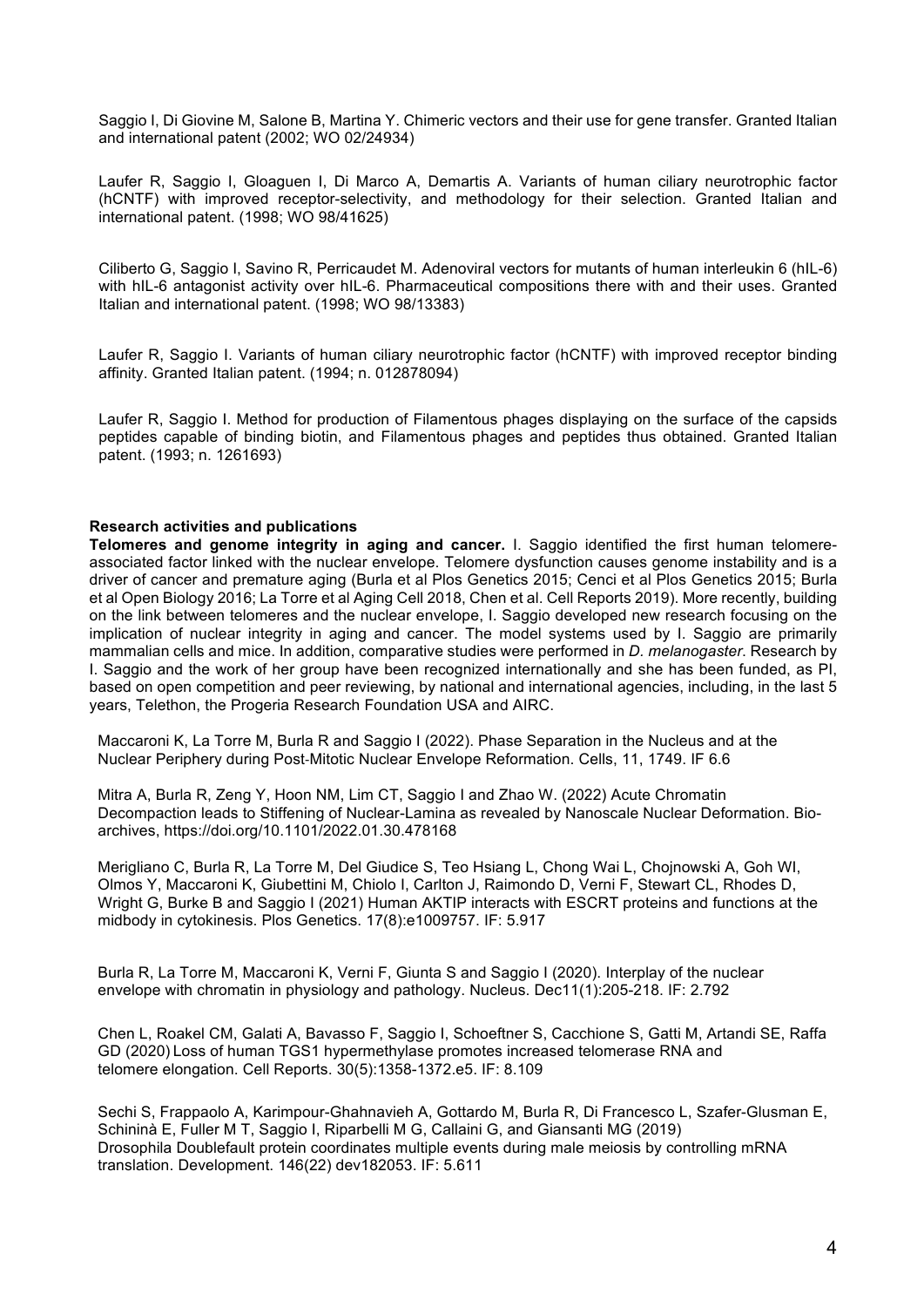Saggio I, Di Giovine M, Salone B, Martina Y. Chimeric vectors and their use for gene transfer. Granted Italian and international patent (2002; WO 02/24934)

Laufer R, Saggio I, Gloaguen I, Di Marco A, Demartis A. Variants of human ciliary neurotrophic factor (hCNTF) with improved receptor-selectivity, and methodology for their selection. Granted Italian and international patent. (1998; WO 98/41625)

Ciliberto G, Saggio I, Savino R, Perricaudet M. Adenoviral vectors for mutants of human interleukin 6 (hIL-6) with hIL-6 antagonist activity over hIL-6. Pharmaceutical compositions there with and their uses. Granted Italian and international patent. (1998; WO 98/13383)

Laufer R, Saggio I. Variants of human ciliary neurotrophic factor (hCNTF) with improved receptor binding affinity. Granted Italian patent. (1994; n. 012878094)

Laufer R, Saggio I. Method for production of Filamentous phages displaying on the surface of the capsids peptides capable of binding biotin, and Filamentous phages and peptides thus obtained. Granted Italian patent. (1993; n. 1261693)

**Research activities and publications**

**Telomeres and genome integrity in aging and cancer.** I. Saggio identified the first human telomere-associated factor linked with the nuclear envelope. Telomere dysfunction causes genome instability and is a driver of cancer and premature aging (Burla et al Plos Genetics 2015; Cenci et al Plos Genetics 2015; Burla et al Open Biology 2016; La Torre et al Aging Cell 2018, Chen et al. Cell Reports 2019). More recently, building on the link between telomeres and the nuclear envelope, I. Saggio developed new research focusing on the implication of nuclear integrity in aging and cancer. The model systems used by I. Saggio are primarily mammalian cells and mice. In addition, comparative studies were performed in *D. melanogaster*. Research by I. Saggio and the work of her group have been recognized internationally and she has been funded, as PI, based on open competition and peer reviewing, by national and international agencies, including, in the last 5 years, Telethon, the Progeria Research Foundation USA and AIRC.

Maccaroni K, La Torre M, Burla R and Saggio I (2022). Phase Separation in the Nucleus and at the Nuclear Periphery during Post-Mitotic Nuclear Envelope Reformation. Cells, 11, 1749. IF 6.6

Mitra A, Burla R, Zeng Y, Hoon NM, Lim CT, Saggio I and Zhao W. (2022) Acute Chromatin Decompaction leads to Stiffening of Nuclear-Lamina as revealed by Nanoscale Nuclear Deformation. Bio-archives, https://doi.org/10.1101/2022.01.30.478168

Merigliano C, Burla R, La Torre M, Del Giudice S, Teo Hsiang L, Chong Wai L, Chojnowski A, Goh WI, Olmos Y, Maccaroni K, Giubettini M, Chiolo I, Carlton J, Raimondo D, Verni F, Stewart CL, Rhodes D, Wright G, Burke B and Saggio I (2021) Human AKTIP interacts with ESCRT proteins and functions at the midbody in cytokinesis. Plos Genetics. 17(8):e1009757. IF: 5.917

Burla R, La Torre M, Maccaroni K, Verni F, Giunta S and Saggio I (2020). Interplay of the nuclear envelope with chromatin in physiology and pathology. Nucleus. Dec11(1):205-218. IF: 2.792

Chen L, Roakel CM, Galati A, Bavasso F, Saggio I, Schoeftner S, Cacchione S, Gatti M, Artandi SE, Raffa GD (2020) Loss of human TGS1 hypermethylase promotes increased telomerase RNA and telomere elongation. Cell Reports. 30(5):1358-1372.e5. IF: 8.109

Sechi S, Frappaolo A, Karimpour-Ghahnavieh A, Gottardo M, Burla R, Di Francesco L, Szafer-Glusman E, Schininà E, Fuller M T, Saggio I, Riparbelli M G, Callaini G, and Giansanti MG (2019) Drosophila Doublefault protein coordinates multiple events during male meiosis by controlling mRNA translation. Development. 146(22) dev182053. IF: 5.611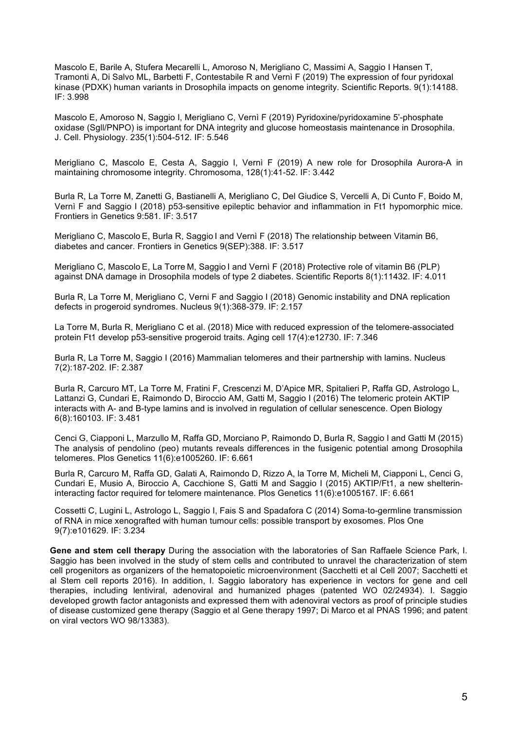Mascolo E, Barile A, Stufera Mecarelli L, Amoroso N, Merigliano C, Massimi A, Saggio I Hansen T, Tramonti A, Di Salvo ML, Barbetti F, Contestabile R and Vernì F (2019) The expression of four pyridoxal kinase (PDXK) human variants in Drosophila impacts on genome integrity. Scientific Reports. 9(1):14188. IF: 3.998

Mascolo E, Amoroso N, Saggio I, Merigliano C, Vernì F (2019) Pyridoxine/pyridoxamine 5'-phosphate oxidase (Sgll/PNPO) is important for DNA integrity and glucose homeostasis maintenance in Drosophila. J. Cell. Physiology. 235(1):504-512. IF: 5.546

Merigliano C, Mascolo E, Cesta A, Saggio I, Vernì F (2019) A new role for Drosophila Aurora-A in maintaining chromosome integrity. Chromosoma, 128(1):41-52. IF: 3.442

Burla R, La Torre M, Zanetti G, Bastianelli A, Merigliano C, Del Giudice S, Vercelli A, Di Cunto F, Boido M, Vernì F and Saggio I (2018) p53-sensitive epileptic behavior and inflammation in Ft1 hypomorphic mice. Frontiers in Genetics 9:581. IF: 3.517

Merigliano C, Mascolo E, Burla R, Saggio I and Vernì F (2018) The relationship between Vitamin B6, diabetes and cancer. Frontiers in Genetics 9(SEP):388. IF: 3.517

Merigliano C, Mascolo E, La Torre M, Saggio I and Vernì F (2018) Protective role of vitamin B6 (PLP) against DNA damage in Drosophila models of type 2 diabetes. Scientific Reports 8(1):11432. IF: 4.011

Burla R, La Torre M, Merigliano C, Verni F and Saggio I (2018) Genomic instability and DNA replication defects in progeroid syndromes. Nucleus 9(1):368-379. IF: 2.157

La Torre M, Burla R, Merigliano C et al. (2018) Mice with reduced expression of the telomere-associated protein Ft1 develop p53-sensitive progeroid traits. Aging cell 17(4):e12730. IF: 7.346

Burla R, La Torre M, Saggio I (2016) Mammalian telomeres and their partnership with lamins. Nucleus 7(2):187-202. IF: 2.387

Burla R, Carcuro MT, La Torre M, Fratini F, Crescenzi M, D'Apice MR, Spitalieri P, Raffa GD, Astrologo L, Lattanzi G, Cundari E, Raimondo D, Biroccio AM, Gatti M, Saggio I (2016) The telomeric protein AKTIP interacts with A- and B-type lamins and is involved in regulation of cellular senescence. Open Biology 6(8):160103. IF: 3.481

Cenci G, Ciapponi L, Marzullo M, Raffa GD, Morciano P, Raimondo D, Burla R, Saggio I and Gatti M (2015) The analysis of pendolino (peo) mutants reveals differences in the fusigenic potential among Drosophila telomeres. Plos Genetics 11(6):e1005260. IF: 6.661

Burla R, Carcuro M, Raffa GD, Galati A, Raimondo D, Rizzo A, la Torre M, Micheli M, Ciapponi L, Cenci G, Cundari E, Musio A, Biroccio A, Cacchione S, Gatti M and Saggio I (2015) AKTIP/Ft1, a new shelterin-interacting factor required for telomere maintenance. Plos Genetics 11(6):e1005167. IF: 6.661

Cossetti C, Lugini L, Astrologo L, Saggio I, Fais S and Spadafora C (2014) Soma-to-germline transmission of RNA in mice xenografted with human tumour cells: possible transport by exosomes. Plos One 9(7):e101629. IF: 3.234

**Gene and stem cell therapy** During the association with the laboratories of San Raffaele Science Park, I. Saggio has been involved in the study of stem cells and contributed to unravel the characterization of stem cell progenitors as organizers of the hematopoietic microenvironment (Sacchetti et al Cell 2007; Sacchetti et al Stem cell reports 2016). In addition, I. Saggio laboratory has experience in vectors for gene and cell therapies, including lentiviral, adenoviral and humanized phages (patented WO 02/24934). I. Saggio developed growth factor antagonists and expressed them with adenoviral vectors as proof of principle studies of disease customized gene therapy (Saggio et al Gene therapy 1997; Di Marco et al PNAS 1996; and patent on viral vectors WO 98/13383).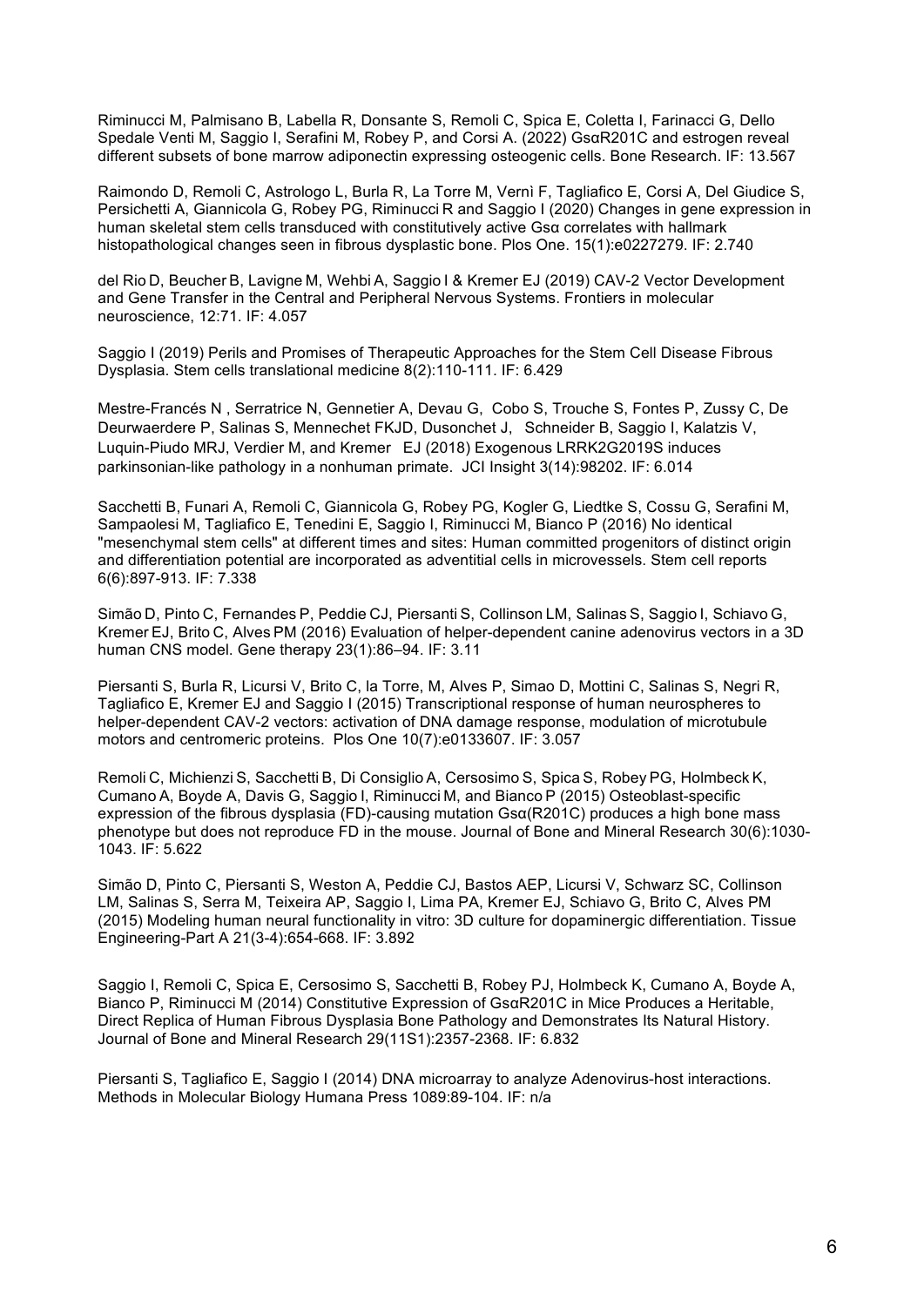Riminucci M, Palmisano B, Labella R, Donsante S, Remoli C, Spica E, Coletta I, Farinacci G, Dello Spedale Venti M, Saggio I, Serafini M, Robey P, and Corsi A. (2022) GsαR201C and estrogen reveal different subsets of bone marrow adiponectin expressing osteogenic cells. Bone Research. IF: 13.567

Raimondo D, Remoli C, Astrologo L, Burla R, La Torre M, Vernì F, Tagliafico E, Corsi A, Del Giudice S, Persichetti A, Giannicola G, Robey PG, Riminucci R and Saggio I (2020) Changes in gene expression in human skeletal stem cells transduced with constitutively active Gsα correlates with hallmark histopathological changes seen in fibrous dysplastic bone. Plos One. 15(1):e0227279. IF: 2.740

del Rio D, Beucher B, Lavigne M, Wehbi A, Saggio I & Kremer EJ (2019) CAV-2 Vector Development and Gene Transfer in the Central and Peripheral Nervous Systems. Frontiers in molecular neuroscience, 12:71. IF: 4.057

Saggio I (2019) Perils and Promises of Therapeutic Approaches for the Stem Cell Disease Fibrous Dysplasia. Stem cells translational medicine 8(2):110-111. IF: 6.429

Mestre-Francés N , Serratrice N, Gennetier A, Devau G, Cobo S, Trouche S, Fontes P, Zussy C, De Deurwaerdere P, Salinas S, Mennechet FKJD, Dusonchet J, Schneider B, Saggio I, Kalatzis V, Luquin-Piudo MRJ, Verdier M, and Kremer EJ (2018) Exogenous LRRK2G2019S induces parkinsonian-like pathology in a nonhuman primate. JCI Insight 3(14):98202. IF: 6.014

Sacchetti B, Funari A, Remoli C, Giannicola G, Robey PG, Kogler G, Liedtke S, Cossu G, Serafini M, Sampaolesi M, Tagliafico E, Tenedini E, Saggio I, Riminucci M, Bianco P (2016) No identical "mesenchymal stem cells" at different times and sites: Human committed progenitors of distinct origin and differentiation potential are incorporated as adventitial cells in microvessels. Stem cell reports 6(6):897-913. IF: 7.338

Simão D, Pinto C, Fernandes P, Peddie CJ, Piersanti S, Collinson LM, Salinas S, Saggio I, Schiavo G, Kremer EJ, Brito C, Alves PM (2016) Evaluation of helper-dependent canine adenovirus vectors in a 3D human CNS model. Gene therapy 23(1):86–94. IF: 3.11

Piersanti S, Burla R, Licursi V, Brito C, la Torre, M, Alves P, Simao D, Mottini C, Salinas S, Negri R, Tagliafico E, Kremer EJ and Saggio I (2015) Transcriptional response of human neurospheres to helper-dependent CAV-2 vectors: activation of DNA damage response, modulation of microtubule motors and centromeric proteins. Plos One 10(7):e0133607. IF: 3.057

Remoli C, Michienzi S, Sacchetti B, Di Consiglio A, Cersosimo S, Spica S, Robey PG, Holmbeck K, Cumano A, Boyde A, Davis G, Saggio I, Riminucci M, and Bianco P (2015) Osteoblast-specific expression of the fibrous dysplasia (FD)-causing mutation Gsα(R201C) produces a high bone mass phenotype but does not reproduce FD in the mouse. Journal of Bone and Mineral Research 30(6):1030-1043. IF: 5.622

Simão D, Pinto C, Piersanti S, Weston A, Peddie CJ, Bastos AEP, Licursi V, Schwarz SC, Collinson LM, Salinas S, Serra M, Teixeira AP, Saggio I, Lima PA, Kremer EJ, Schiavo G, Brito C, Alves PM (2015) Modeling human neural functionality in vitro: 3D culture for dopaminergic differentiation. Tissue Engineering-Part A 21(3-4):654-668. IF: 3.892

Saggio I, Remoli C, Spica E, Cersosimo S, Sacchetti B, Robey PJ, Holmbeck K, Cumano A, Boyde A, Bianco P, Riminucci M (2014) Constitutive Expression of GsαR201C in Mice Produces a Heritable, Direct Replica of Human Fibrous Dysplasia Bone Pathology and Demonstrates Its Natural History. Journal of Bone and Mineral Research 29(11S1):2357-2368. IF: 6.832

Piersanti S, Tagliafico E, Saggio I (2014) DNA microarray to analyze Adenovirus-host interactions. Methods in Molecular Biology Humana Press 1089:89-104. IF: n/a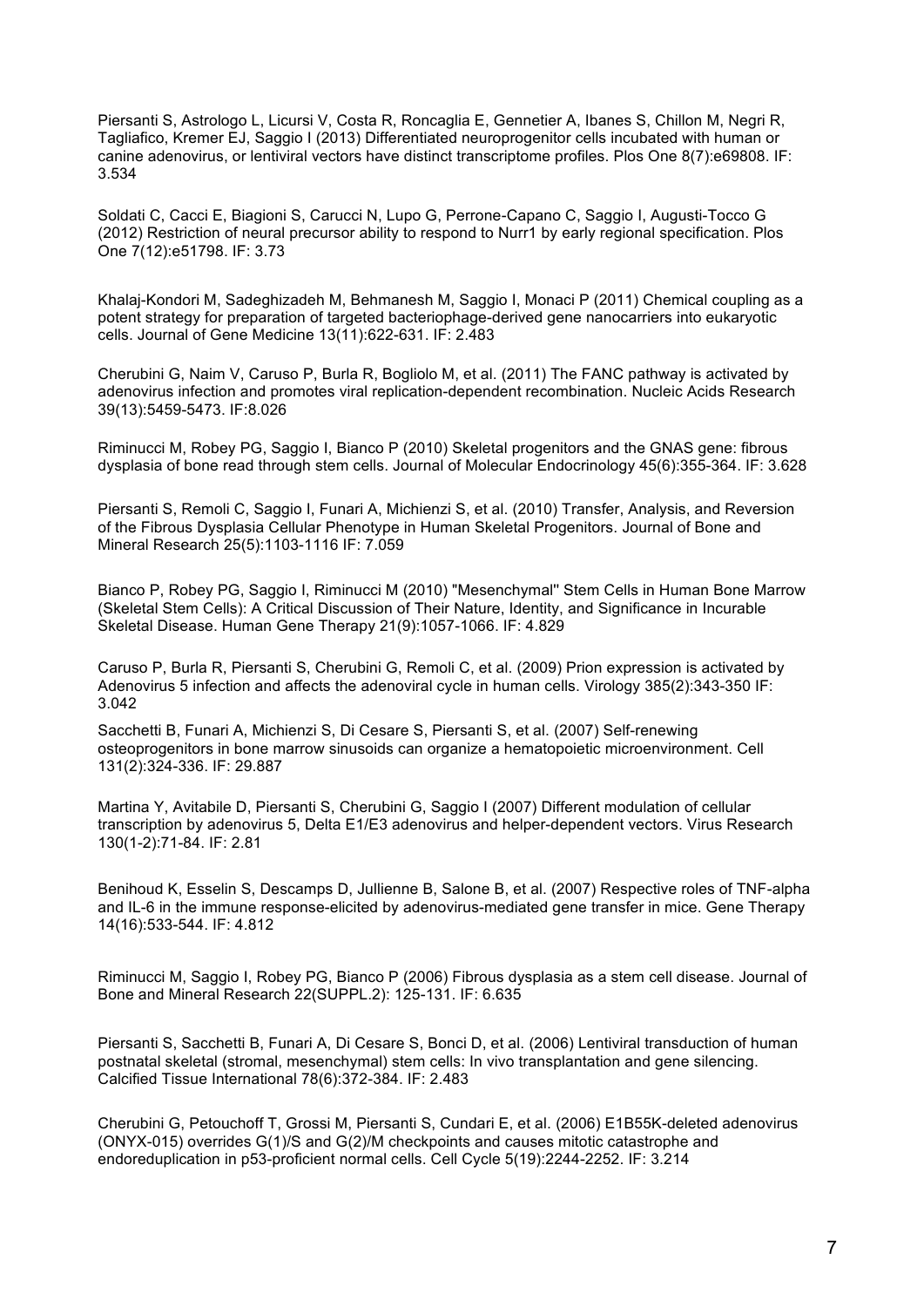Piersanti S, Astrologo L, Licursi V, Costa R, Roncaglia E, Gennetier A, Ibanes S, Chillon M, Negri R, Tagliafico, Kremer EJ, Saggio I (2013) Differentiated neuroprogenitor cells incubated with human or canine adenovirus, or lentiviral vectors have distinct transcriptome profiles. Plos One 8(7):e69808. IF: 3.534

Soldati C, Cacci E, Biagioni S, Carucci N, Lupo G, Perrone-Capano C, Saggio I, Augusti-Tocco G (2012) Restriction of neural precursor ability to respond to Nurr1 by early regional specification. Plos One 7(12):e51798. IF: 3.73

Khalaj-Kondori M, Sadeghizadeh M, Behmanesh M, Saggio I, Monaci P (2011) Chemical coupling as a potent strategy for preparation of targeted bacteriophage-derived gene nanocarriers into eukaryotic cells. Journal of Gene Medicine 13(11):622-631. IF: 2.483

Cherubini G, Naim V, Caruso P, Burla R, Bogliolo M, et al. (2011) The FANC pathway is activated by adenovirus infection and promotes viral replication-dependent recombination. Nucleic Acids Research 39(13):5459-5473. IF:8.026

Riminucci M, Robey PG, Saggio I, Bianco P (2010) Skeletal progenitors and the GNAS gene: fibrous dysplasia of bone read through stem cells. Journal of Molecular Endocrinology 45(6):355-364. IF: 3.628

Piersanti S, Remoli C, Saggio I, Funari A, Michienzi S, et al. (2010) Transfer, Analysis, and Reversion of the Fibrous Dysplasia Cellular Phenotype in Human Skeletal Progenitors. Journal of Bone and Mineral Research 25(5):1103-1116 IF: 7.059

Bianco P, Robey PG, Saggio I, Riminucci M (2010) "Mesenchymal" Stem Cells in Human Bone Marrow (Skeletal Stem Cells): A Critical Discussion of Their Nature, Identity, and Significance in Incurable Skeletal Disease. Human Gene Therapy 21(9):1057-1066. IF: 4.829

Caruso P, Burla R, Piersanti S, Cherubini G, Remoli C, et al. (2009) Prion expression is activated by Adenovirus 5 infection and affects the adenoviral cycle in human cells. Virology 385(2):343-350 IF: 3.042

Sacchetti B, Funari A, Michienzi S, Di Cesare S, Piersanti S, et al. (2007) Self-renewing osteoprogenitors in bone marrow sinusoids can organize a hematopoietic microenvironment. Cell 131(2):324-336. IF: 29.887

Martina Y, Avitabile D, Piersanti S, Cherubini G, Saggio I (2007) Different modulation of cellular transcription by adenovirus 5, Delta E1/E3 adenovirus and helper-dependent vectors. Virus Research 130(1-2):71-84. IF: 2.81

Benihoud K, Esselin S, Descamps D, Jullienne B, Salone B, et al. (2007) Respective roles of TNF-alpha and IL-6 in the immune response-elicited by adenovirus-mediated gene transfer in mice. Gene Therapy 14(16):533-544. IF: 4.812

Riminucci M, Saggio I, Robey PG, Bianco P (2006) Fibrous dysplasia as a stem cell disease. Journal of Bone and Mineral Research 22(SUPPL.2): 125-131. IF: 6.635

Piersanti S, Sacchetti B, Funari A, Di Cesare S, Bonci D, et al. (2006) Lentiviral transduction of human postnatal skeletal (stromal, mesenchymal) stem cells: In vivo transplantation and gene silencing. Calcified Tissue International 78(6):372-384. IF: 2.483

Cherubini G, Petouchoff T, Grossi M, Piersanti S, Cundari E, et al. (2006) E1B55K-deleted adenovirus (ONYX-015) overrides G(1)/S and G(2)/M checkpoints and causes mitotic catastrophe and endoreduplication in p53-proficient normal cells. Cell Cycle 5(19):2244-2252. IF: 3.214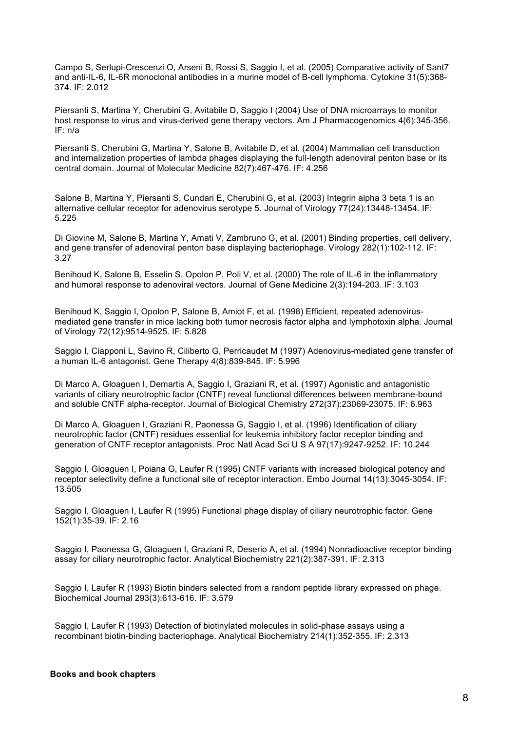Campo S, Serlupi-Crescenzi O, Arseni B, Rossi S, Saggio I, et al. (2005) Comparative activity of Sant7 and anti-IL-6, IL-6R monoclonal antibodies in a murine model of B-cell lymphoma. Cytokine 31(5):368-374. IF: 2.012

Piersanti S, Martina Y, Cherubini G, Avitabile D, Saggio I (2004) Use of DNA microarrays to monitor host response to virus and virus-derived gene therapy vectors. Am J Pharmacogenomics 4(6):345-356. IF: n/a

Piersanti S, Cherubini G, Martina Y, Salone B, Avitabile D, et al. (2004) Mammalian cell transduction and internalization properties of lambda phages displaying the full-length adenoviral penton base or its central domain. Journal of Molecular Medicine 82(7):467-476. IF: 4.256

Salone B, Martina Y, Piersanti S, Cundari E, Cherubini G, et al. (2003) Integrin alpha 3 beta 1 is an alternative cellular receptor for adenovirus serotype 5. Journal of Virology 77(24):13448-13454. IF: 5.225

Di Giovine M, Salone B, Martina Y, Amati V, Zambruno G, et al. (2001) Binding properties, cell delivery, and gene transfer of adenoviral penton base displaying bacteriophage. Virology 282(1):102-112. IF: 3.27

Benihoud K, Salone B, Esselin S, Opolon P, Poli V, et al. (2000) The role of IL-6 in the inflammatory and humoral response to adenoviral vectors. Journal of Gene Medicine 2(3):194-203. IF: 3.103

Benihoud K, Saggio I, Opolon P, Salone B, Amiot F, et al. (1998) Efficient, repeated adenovirus-mediated gene transfer in mice lacking both tumor necrosis factor alpha and lymphotoxin alpha. Journal of Virology 72(12):9514-9525. IF: 5.828

Saggio I, Ciapponi L, Savino R, Ciliberto G, Perricaudet M (1997) Adenovirus-mediated gene transfer of a human IL-6 antagonist. Gene Therapy 4(8):839-845. IF: 5.996

Di Marco A, Gloaguen I, Demartis A, Saggio I, Graziani R, et al. (1997) Agonistic and antagonistic variants of ciliary neurotrophic factor (CNTF) reveal functional differences between membrane-bound and soluble CNTF alpha-receptor. Journal of Biological Chemistry 272(37):23069-23075. IF: 6.963

Di Marco A, Gloaguen I, Graziani R, Paonessa G, Saggio I, et al. (1996) Identification of ciliary neurotrophic factor (CNTF) residues essential for leukemia inhibitory factor receptor binding and generation of CNTF receptor antagonists. Proc Natl Acad Sci U S A 97(17):9247-9252. IF: 10.244

Saggio I, Gloaguen I, Poiana G, Laufer R (1995) CNTF variants with increased biological potency and receptor selectivity define a functional site of receptor interaction. Embo Journal 14(13):3045-3054. IF: 13.505

Saggio I, Gloaguen I, Laufer R (1995) Functional phage display of ciliary neurotrophic factor. Gene 152(1):35-39. IF: 2.16

Saggio I, Paonessa G, Gloaguen I, Graziani R, Deserio A, et al. (1994) Nonradioactive receptor binding assay for ciliary neurotrophic factor. Analytical Biochemistry 221(2):387-391. IF: 2.313

Saggio I, Laufer R (1993) Biotin binders selected from a random peptide library expressed on phage. Biochemical Journal 293(3):613-616. IF: 3.579

Saggio I, Laufer R (1993) Detection of biotinylated molecules in solid-phase assays using a recombinant biotin-binding bacteriophage. Analytical Biochemistry 214(1):352-355. IF: 2.313

**Books and book chapters**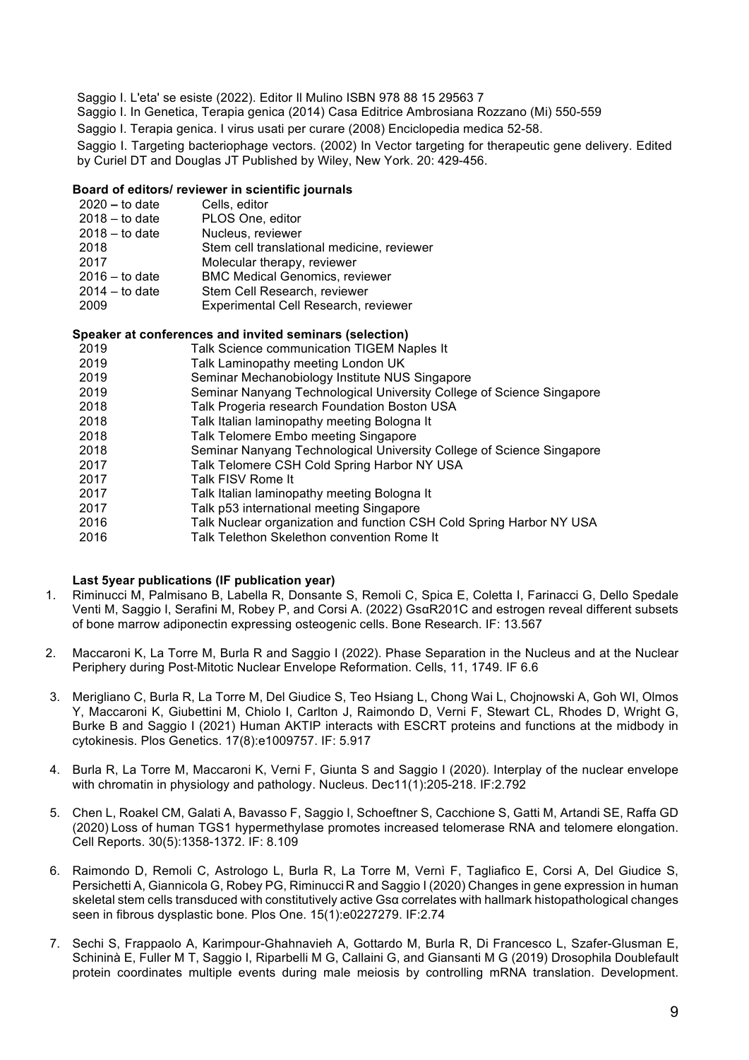Saggio I. L'eta' se esiste (2022). Editor Il Mulino ISBN 978 88 15 29563 7

Saggio I. In Genetica, Terapia genica (2014) Casa Editrice Ambrosiana Rozzano (Mi) 550-559

Saggio I. Terapia genica. I virus usati per curare (2008) Enciclopedia medica 52-58.

Saggio I. Targeting bacteriophage vectors. (2002) In Vector targeting for therapeutic gene delivery. Edited by Curiel DT and Douglas JT Published by Wiley, New York. 20: 429-456.

**Board of editors/ reviewer in scientific journals**

| | |
|---|---|
| 2020 – to date | Cells, editor |
| 2018 – to date | PLOS One, editor |
| 2018 – to date | Nucleus, reviewer |
| 2018 | Stem cell translational medicine, reviewer |
| 2017 | Molecular therapy, reviewer |
| 2016 – to date | BMC Medical Genomics, reviewer |
| 2014 – to date | Stem Cell Research, reviewer |
| 2009 | Experimental Cell Research, reviewer |

**Speaker at conferences and invited seminars (selection)**

| | |
|---|---|
| 2019 | Talk Science communication TIGEM Naples It |
| 2019 | Talk Laminopathy meeting London UK |
| 2019 | Seminar Mechanobiology Institute NUS Singapore |
| 2019 | Seminar Nanyang Technological University College of Science Singapore |
| 2018 | Talk Progeria research Foundation Boston USA |
| 2018 | Talk Italian laminopathy meeting Bologna It |
| 2018 | Talk Telomere Embo meeting Singapore |
| 2018 | Seminar Nanyang Technological University College of Science Singapore |
| 2017 | Talk Telomere CSH Cold Spring Harbor NY USA |
| 2017 | Talk FISV Rome It |
| 2017 | Talk Italian laminopathy meeting Bologna It |
| 2017 | Talk p53 international meeting Singapore |
| 2016 | Talk Nuclear organization and function CSH Cold Spring Harbor NY USA |
| 2016 | Talk Telethon Skelethon convention Rome It |

**Last 5year publications (IF publication year)**

1. Riminucci M, Palmisano B, Labella R, Donsante S, Remoli C, Spica E, Coletta I, Farinacci G, Dello Spedale Venti M, Saggio I, Serafini M, Robey P, and Corsi A. (2022) GsαR201C and estrogen reveal different subsets of bone marrow adiponectin expressing osteogenic cells. Bone Research. IF: 13.567

2. Maccaroni K, La Torre M, Burla R and Saggio I (2022). Phase Separation in the Nucleus and at the Nuclear Periphery during Post-Mitotic Nuclear Envelope Reformation. Cells, 11, 1749. IF 6.6

3. Merigliano C, Burla R, La Torre M, Del Giudice S, Teo Hsiang L, Chong Wai L, Chojnowski A, Goh WI, Olmos Y, Maccaroni K, Giubettini M, Chiolo I, Carlton J, Raimondo D, Verni F, Stewart CL, Rhodes D, Wright G, Burke B and Saggio I (2021) Human AKTIP interacts with ESCRT proteins and functions at the midbody in cytokinesis. Plos Genetics. 17(8):e1009757. IF: 5.917

4. Burla R, La Torre M, Maccaroni K, Verni F, Giunta S and Saggio I (2020). Interplay of the nuclear envelope with chromatin in physiology and pathology. Nucleus. Dec11(1):205-218. IF:2.792

5. Chen L, Roakel CM, Galati A, Bavasso F, Saggio I, Schoeftner S, Cacchione S, Gatti M, Artandi SE, Raffa GD (2020) Loss of human TGS1 hypermethylase promotes increased telomerase RNA and telomere elongation. Cell Reports. 30(5):1358-1372. IF: 8.109

6. Raimondo D, Remoli C, Astrologo L, Burla R, La Torre M, Vernì F, Tagliafico E, Corsi A, Del Giudice S, Persichetti A, Giannicola G, Robey PG, Riminucci R and Saggio I (2020) Changes in gene expression in human skeletal stem cells transduced with constitutively active Gsα correlates with hallmark histopathological changes seen in fibrous dysplastic bone. Plos One. 15(1):e0227279. IF:2.74

7. Sechi S, Frappaolo A, Karimpour-Ghahnavieh A, Gottardo M, Burla R, Di Francesco L, Szafer-Glusman E, Schininà E, Fuller M T, Saggio I, Riparbelli M G, Callaini G, and Giansanti M G (2019) Drosophila Doublefault protein coordinates multiple events during male meiosis by controlling mRNA translation. Development.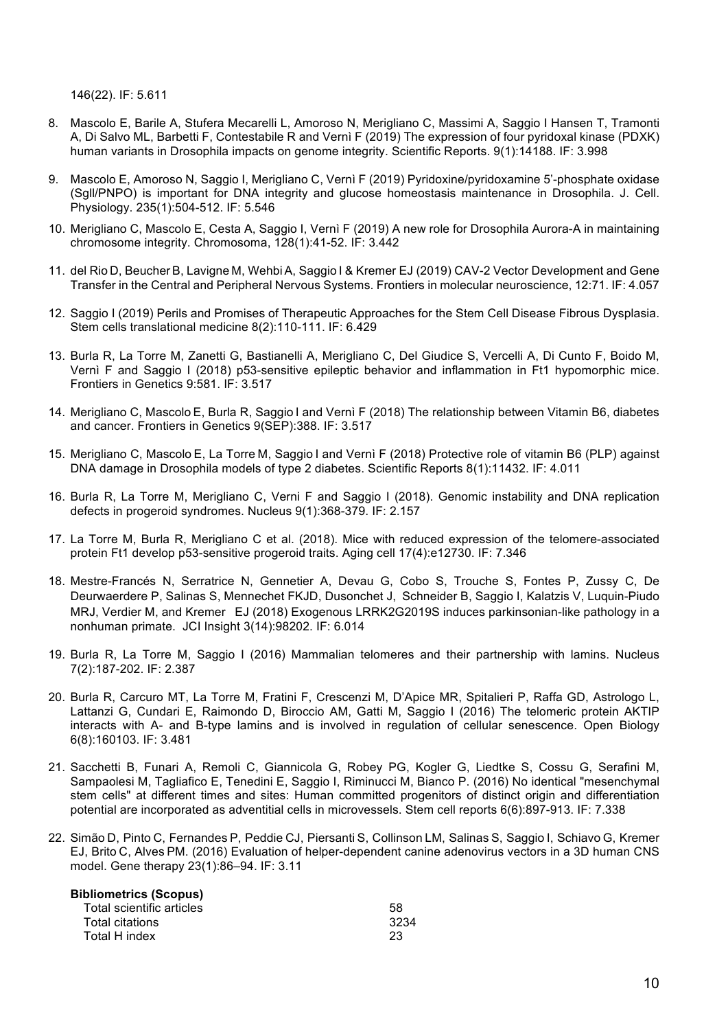146(22). IF: 5.611

8. Mascolo E, Barile A, Stufera Mecarelli L, Amoroso N, Merigliano C, Massimi A, Saggio I Hansen T, Tramonti A, Di Salvo ML, Barbetti F, Contestabile R and Vernì F (2019) The expression of four pyridoxal kinase (PDXK) human variants in Drosophila impacts on genome integrity. Scientific Reports. 9(1):14188. IF: 3.998

9. Mascolo E, Amoroso N, Saggio I, Merigliano C, Vernì F (2019) Pyridoxine/pyridoxamine 5'-phosphate oxidase (Sgll/PNPO) is important for DNA integrity and glucose homeostasis maintenance in Drosophila. J. Cell. Physiology. 235(1):504-512. IF: 5.546

10. Merigliano C, Mascolo E, Cesta A, Saggio I, Vernì F (2019) A new role for Drosophila Aurora-A in maintaining chromosome integrity. Chromosoma, 128(1):41-52. IF: 3.442

11. del Rio D, Beucher B, Lavigne M, Wehbi A, Saggio I & Kremer EJ (2019) CAV-2 Vector Development and Gene Transfer in the Central and Peripheral Nervous Systems. Frontiers in molecular neuroscience, 12:71. IF: 4.057

12. Saggio I (2019) Perils and Promises of Therapeutic Approaches for the Stem Cell Disease Fibrous Dysplasia. Stem cells translational medicine 8(2):110-111. IF: 6.429

13. Burla R, La Torre M, Zanetti G, Bastianelli A, Merigliano C, Del Giudice S, Vercelli A, Di Cunto F, Boido M, Vernì F and Saggio I (2018) p53-sensitive epileptic behavior and inflammation in Ft1 hypomorphic mice. Frontiers in Genetics 9:581. IF: 3.517

14. Merigliano C, Mascolo E, Burla R, Saggio I and Vernì F (2018) The relationship between Vitamin B6, diabetes and cancer. Frontiers in Genetics 9(SEP):388. IF: 3.517

15. Merigliano C, Mascolo E, La Torre M, Saggio I and Vernì F (2018) Protective role of vitamin B6 (PLP) against DNA damage in Drosophila models of type 2 diabetes. Scientific Reports 8(1):11432. IF: 4.011

16. Burla R, La Torre M, Merigliano C, Verni F and Saggio I (2018). Genomic instability and DNA replication defects in progeroid syndromes. Nucleus 9(1):368-379. IF: 2.157

17. La Torre M, Burla R, Merigliano C et al. (2018). Mice with reduced expression of the telomere-associated protein Ft1 develop p53-sensitive progeroid traits. Aging cell 17(4):e12730. IF: 7.346

18. Mestre-Francés N, Serratrice N, Gennetier A, Devau G, Cobo S, Trouche S, Fontes P, Zussy C, De Deurwaerdere P, Salinas S, Mennechet FKJD, Dusonchet J, Schneider B, Saggio I, Kalatzis V, Luquin-Piudo MRJ, Verdier M, and Kremer EJ (2018) Exogenous LRRK2G2019S induces parkinsonian-like pathology in a nonhuman primate. JCI Insight 3(14):98202. IF: 6.014

19. Burla R, La Torre M, Saggio I (2016) Mammalian telomeres and their partnership with lamins. Nucleus 7(2):187-202. IF: 2.387

20. Burla R, Carcuro MT, La Torre M, Fratini F, Crescenzi M, D'Apice MR, Spitalieri P, Raffa GD, Astrologo L, Lattanzi G, Cundari E, Raimondo D, Biroccio AM, Gatti M, Saggio I (2016) The telomeric protein AKTIP interacts with A- and B-type lamins and is involved in regulation of cellular senescence. Open Biology 6(8):160103. IF: 3.481

21. Sacchetti B, Funari A, Remoli C, Giannicola G, Robey PG, Kogler G, Liedtke S, Cossu G, Serafini M, Sampaolesi M, Tagliafico E, Tenedini E, Saggio I, Riminucci M, Bianco P. (2016) No identical "mesenchymal stem cells" at different times and sites: Human committed progenitors of distinct origin and differentiation potential are incorporated as adventitial cells in microvessels. Stem cell reports 6(6):897-913. IF: 7.338

22. Simão D, Pinto C, Fernandes P, Peddie CJ, Piersanti S, Collinson LM, Salinas S, Saggio I, Schiavo G, Kremer EJ, Brito C, Alves PM. (2016) Evaluation of helper-dependent canine adenovirus vectors in a 3D human CNS model. Gene therapy 23(1):86–94. IF: 3.11

**Bibliometrics (Scopus)**

| | |
|---|---|
| Total scientific articles | 58 |
| Total citations | 3234 |
| Total H index | 23 |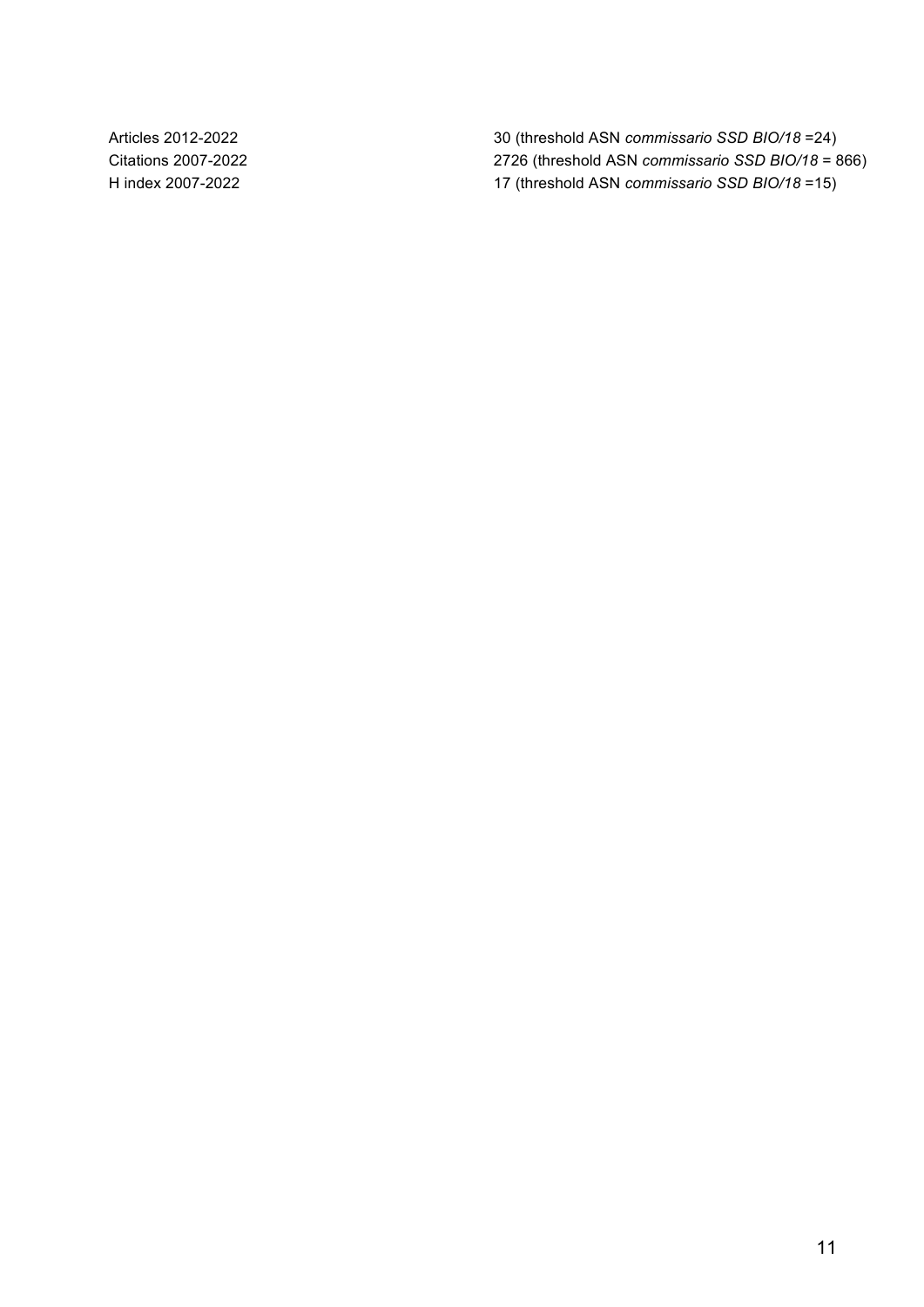| | |
|---|---|
| Articles 2012-2022 | 30 (threshold ASN *commissario SSD BIO/18* =24) |
| Citations 2007-2022 | 2726 (threshold ASN *commissario SSD BIO/18* = 866) |
| H index 2007-2022 | 17 (threshold ASN *commissario SSD BIO/18* =15) |